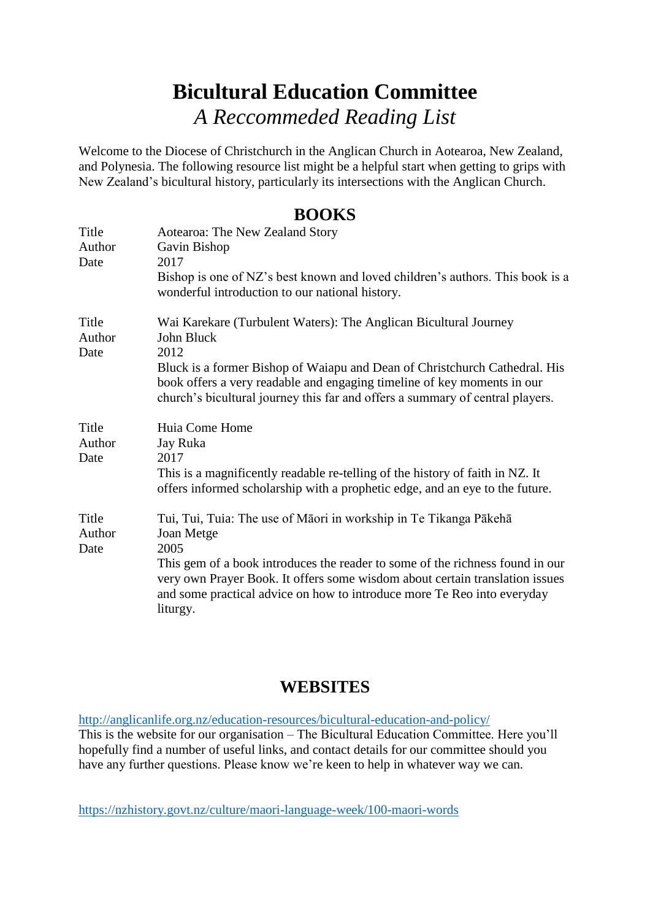# Bicultural Education Committee

*A Reccommeded Reading List*

Welcome to the Diocese of Christchurch in the Anglican Church in Aotearoa, New Zealand, and Polynesia. The following resource list might be a helpful start when getting to grips with New Zealand's bicultural history, particularly its intersections with the Anglican Church.

## BOOKS

| | |
|---|---|
| Title | Aotearoa: The New Zealand Story |
| Author | Gavin Bishop |
| Date | 2017 |
| | Bishop is one of NZ's best known and loved children's authors. This book is a wonderful introduction to our national history. |

| | |
|---|---|
| Title | Wai Karekare (Turbulent Waters): The Anglican Bicultural Journey |
| Author | John Bluck |
| Date | 2012 |
| | Bluck is a former Bishop of Waiapu and Dean of Christchurch Cathedral. His book offers a very readable and engaging timeline of key moments in our church's bicultural journey this far and offers a summary of central players. |

| | |
|---|---|
| Title | Huia Come Home |
| Author | Jay Ruka |
| Date | 2017 |
| | This is a magnificently readable re-telling of the history of faith in NZ. It offers informed scholarship with a prophetic edge, and an eye to the future. |

| | |
|---|---|
| Title | Tui, Tui, Tuia: The use of Māori in worship in Te Tikanga Pākehā |
| Author | Joan Metge |
| Date | 2005 |
| | This gem of a book introduces the reader to some of the richness found in our very own Prayer Book. It offers some wisdom about certain translation issues and some practical advice on how to introduce more Te Reo into everyday liturgy. |

## WEBSITES

http://anglicanlife.org.nz/education-resources/bicultural-education-and-policy/

This is the website for our organisation – The Bicultural Education Committee. Here you'll hopefully find a number of useful links, and contact details for our committee should you have any further questions. Please know we're keen to help in whatever way we can.

https://nzhistory.govt.nz/culture/maori-language-week/100-maori-words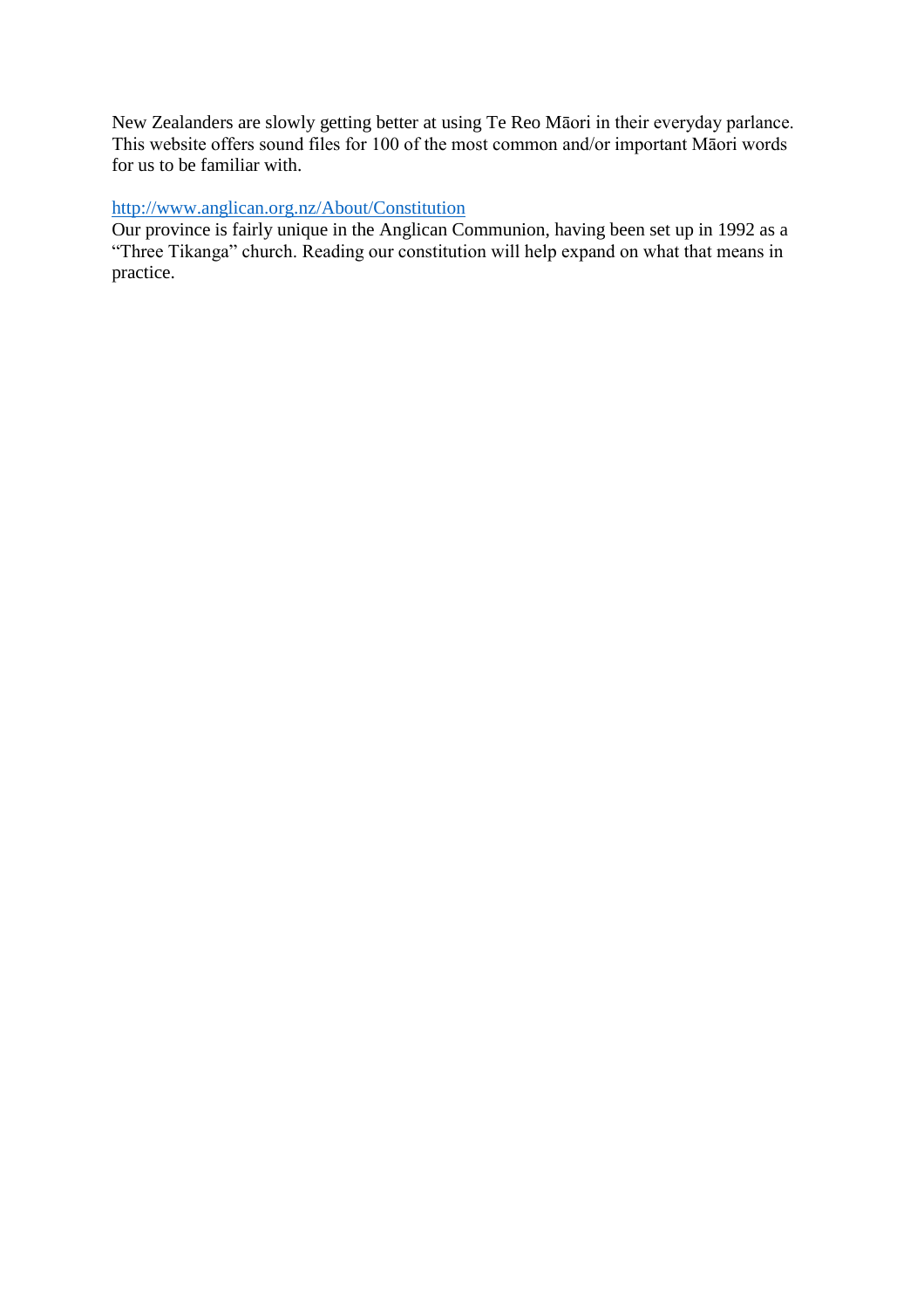New Zealanders are slowly getting better at using Te Reo Māori in their everyday parlance. This website offers sound files for 100 of the most common and/or important Māori words for us to be familiar with.

http://www.anglican.org.nz/About/Constitution
Our province is fairly unique in the Anglican Communion, having been set up in 1992 as a "Three Tikanga" church. Reading our constitution will help expand on what that means in practice.